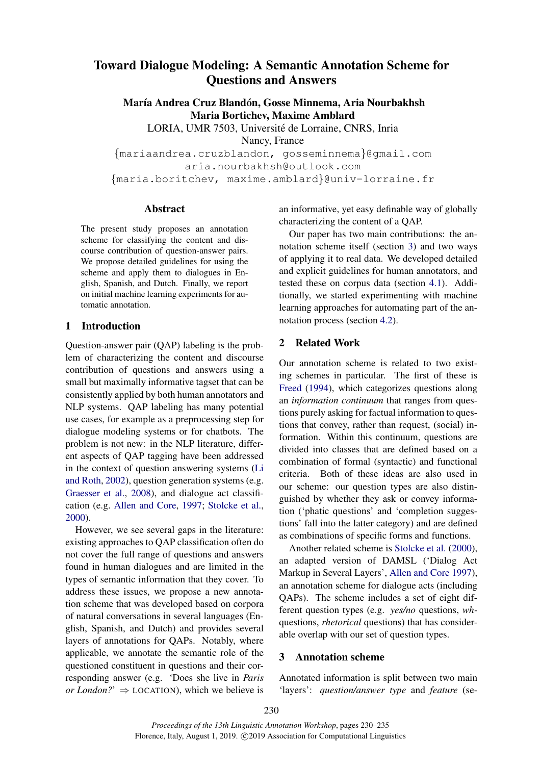# Toward Dialogue Modeling: A Semantic Annotation Scheme for Questions and Answers

**María Andrea Cruz Blandón, Gosse Minnema, Aria Nourbakhsh**
**Maria Bortichev, Maxime Amblard**

LORIA, UMR 7503, Université de Lorraine, CNRS, Inria
Nancy, France

{mariaandrea.cruzblandon, gosseminnema}@gmail.com
aria.nourbakhsh@outlook.com
{maria.boritchev, maxime.amblard}@univ-lorraine.fr

## Abstract

The present study proposes an annotation scheme for classifying the content and discourse contribution of question-answer pairs. We propose detailed guidelines for using the scheme and apply them to dialogues in English, Spanish, and Dutch. Finally, we report on initial machine learning experiments for automatic annotation.

## 1 Introduction

Question-answer pair (QAP) labeling is the problem of characterizing the content and discourse contribution of questions and answers using a small but maximally informative tagset that can be consistently applied by both human annotators and NLP systems. QAP labeling has many potential use cases, for example as a preprocessing step for dialogue modeling systems or for chatbots. The problem is not new: in the NLP literature, different aspects of QAP tagging have been addressed in the context of question answering systems (Li and Roth, 2002), question generation systems (e.g. Graesser et al., 2008), and dialogue act classification (e.g. Allen and Core, 1997; Stolcke et al., 2000).

However, we see several gaps in the literature: existing approaches to QAP classification often do not cover the full range of questions and answers found in human dialogues and are limited in the types of semantic information that they cover. To address these issues, we propose a new annotation scheme that was developed based on corpora of natural conversations in several languages (English, Spanish, and Dutch) and provides several layers of annotations for QAPs. Notably, where applicable, we annotate the semantic role of the questioned constituent in questions and their corresponding answer (e.g. 'Does she live in *Paris or London?*' ⇒ LOCATION), which we believe is an informative, yet easy definable way of globally characterizing the content of a QAP.

Our paper has two main contributions: the annotation scheme itself (section 3) and two ways of applying it to real data. We developed detailed and explicit guidelines for human annotators, and tested these on corpus data (section 4.1). Additionally, we started experimenting with machine learning approaches for automating part of the annotation process (section 4.2).

## 2 Related Work

Our annotation scheme is related to two existing schemes in particular. The first of these is Freed (1994), which categorizes questions along an *information continuum* that ranges from questions purely asking for factual information to questions that convey, rather than request, (social) information. Within this continuum, questions are divided into classes that are defined based on a combination of formal (syntactic) and functional criteria. Both of these ideas are also used in our scheme: our question types are also distinguished by whether they ask or convey information ('phatic questions' and 'completion suggestions' fall into the latter category) and are defined as combinations of specific forms and functions.

Another related scheme is Stolcke et al. (2000), an adapted version of DAMSL ('Dialog Act Markup in Several Layers', Allen and Core 1997), an annotation scheme for dialogue acts (including QAPs). The scheme includes a set of eight different question types (e.g. *yes/no* questions, *wh*-questions, *rhetorical* questions) that has considerable overlap with our set of question types.

## 3 Annotation scheme

Annotated information is split between two main 'layers': *question/answer type* and *feature* (se-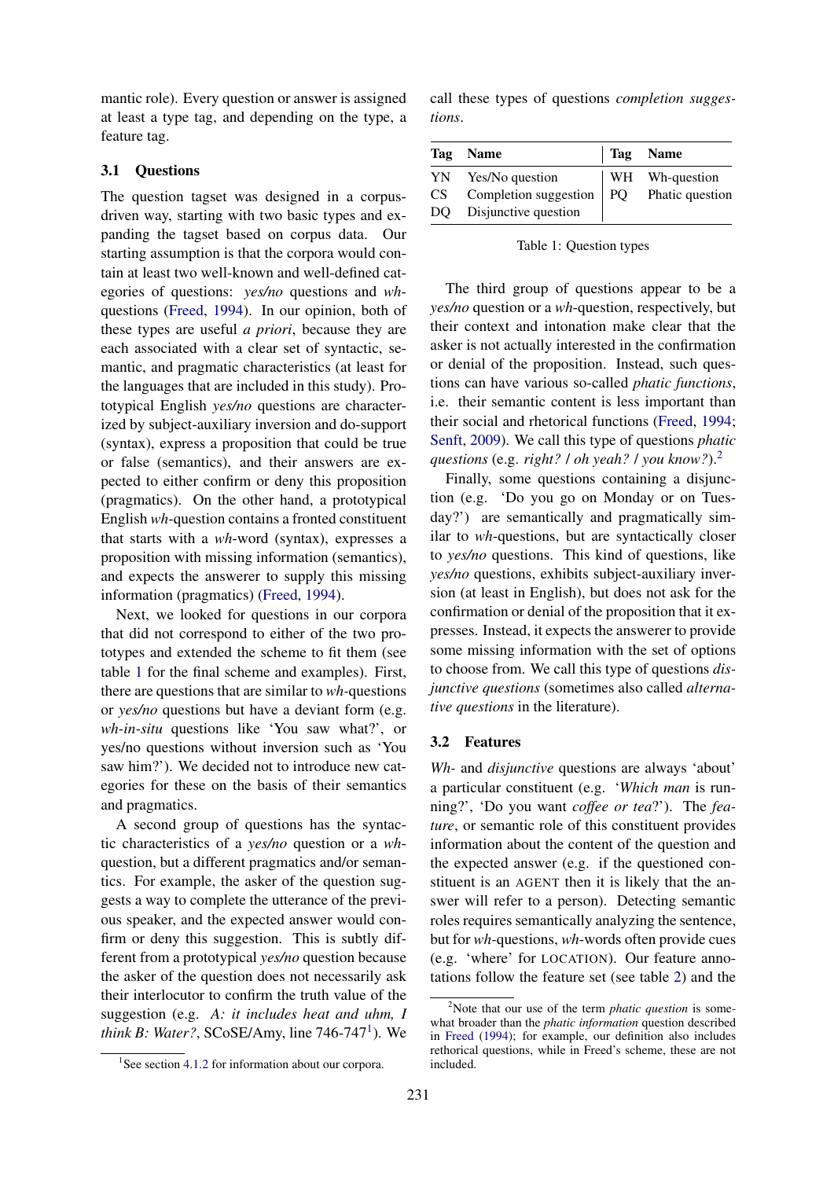mantic role). Every question or answer is assigned at least a type tag, and depending on the type, a feature tag.

### 3.1 Questions

The question tagset was designed in a corpus-driven way, starting with two basic types and expanding the tagset based on corpus data. Our starting assumption is that the corpora would contain at least two well-known and well-defined categories of questions: *yes/no* questions and *wh*-questions (Freed, 1994). In our opinion, both of these types are useful *a priori*, because they are each associated with a clear set of syntactic, semantic, and pragmatic characteristics (at least for the languages that are included in this study). Prototypical English *yes/no* questions are characterized by subject-auxiliary inversion and do-support (syntax), express a proposition that could be true or false (semantics), and their answers are expected to either confirm or deny this proposition (pragmatics). On the other hand, a prototypical English *wh*-question contains a fronted constituent that starts with a *wh*-word (syntax), expresses a proposition with missing information (semantics), and expects the answerer to supply this missing information (pragmatics) (Freed, 1994).

Next, we looked for questions in our corpora that did not correspond to either of the two prototypes and extended the scheme to fit them (see table 1 for the final scheme and examples). First, there are questions that are similar to *wh*-questions or *yes/no* questions but have a deviant form (e.g. *wh-in-situ* questions like 'You saw what?', or yes/no questions without inversion such as 'You saw him?'). We decided not to introduce new categories for these on the basis of their semantics and pragmatics.

A second group of questions has the syntactic characteristics of a *yes/no* question or a *wh*-question, but a different pragmatics and/or semantics. For example, the asker of the question suggests a way to complete the utterance of the previous speaker, and the expected answer would confirm or deny this suggestion. This is subtly different from a prototypical *yes/no* question because the asker of the question does not necessarily ask their interlocutor to confirm the truth value of the suggestion (e.g. *A: it includes heat and uhm, I think B: Water?*, SCoSE/Amy, line 746-747[1]). We call these types of questions *completion suggestions*.

| Tag | Name | Tag | Name |
|---|---|---|---|
| YN | Yes/No question | WH | Wh-question |
| CS | Completion suggestion | PQ | Phatic question |
| DQ | Disjunctive question | | |

Table 1: Question types

The third group of questions appear to be a *yes/no* question or a *wh*-question, respectively, but their context and intonation make clear that the asker is not actually interested in the confirmation or denial of the proposition. Instead, such questions can have various so-called *phatic functions*, i.e. their semantic content is less important than their social and rhetorical functions (Freed, 1994; Senft, 2009). We call this type of questions *phatic questions* (e.g. *right? / oh yeah? / you know?*).[2]

Finally, some questions containing a disjunction (e.g. 'Do you go on Monday or on Tuesday?') are semantically and pragmatically similar to *wh*-questions, but are syntactically closer to *yes/no* questions. This kind of questions, like *yes/no* questions, exhibits subject-auxiliary inversion (at least in English), but does not ask for the confirmation or denial of the proposition that it expresses. Instead, it expects the answerer to provide some missing information with the set of options to choose from. We call this type of questions *disjunctive questions* (sometimes also called *alternative questions* in the literature).

### 3.2 Features

*Wh-* and *disjunctive* questions are always 'about' a particular constituent (e.g. '*Which man* is running?', 'Do you want *coffee or tea*?'). The *feature*, or semantic role of this constituent provides information about the content of the question and the expected answer (e.g. if the questioned constituent is an AGENT then it is likely that the answer will refer to a person). Detecting semantic roles requires semantically analyzing the sentence, but for *wh*-questions, *wh*-words often provide cues (e.g. 'where' for LOCATION). Our feature annotations follow the feature set (see table 2) and the

[1] See section 4.1.2 for information about our corpora.

[2] Note that our use of the term *phatic question* is somewhat broader than the *phatic information* question described in Freed (1994); for example, our definition also includes rethorical questions, while in Freed's scheme, these are not included.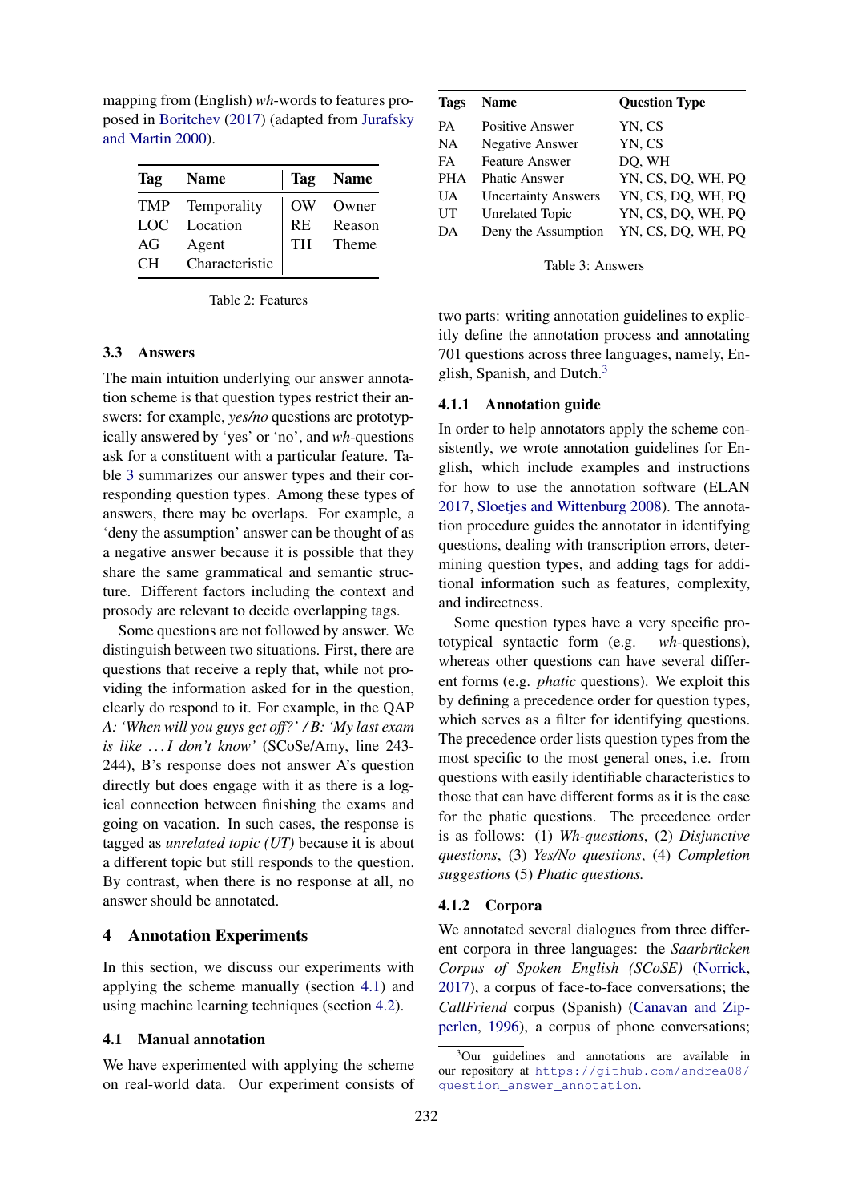mapping from (English) *wh*-words to features proposed in Boritchev (2017) (adapted from Jurafsky and Martin 2000).

| Tag | Name | Tag | Name |
|---|---|---|---|
| TMP | Temporality | OW | Owner |
| LOC | Location | RE | Reason |
| AG | Agent | TH | Theme |
| CH | Characteristic | | |

Table 2: Features

### 3.3 Answers

The main intuition underlying our answer annotation scheme is that question types restrict their answers: for example, *yes/no* questions are prototypically answered by 'yes' or 'no', and *wh*-questions ask for a constituent with a particular feature. Table 3 summarizes our answer types and their corresponding question types. Among these types of answers, there may be overlaps. For example, a 'deny the assumption' answer can be thought of as a negative answer because it is possible that they share the same grammatical and semantic structure. Different factors including the context and prosody are relevant to decide overlapping tags.

Some questions are not followed by answer. We distinguish between two situations. First, there are questions that receive a reply that, while not providing the information asked for in the question, clearly do respond to it. For example, in the QAP *A: 'When will you guys get off?' / B: 'My last exam is like ... I don't know'* (SCoSe/Amy, line 243-244), B's response does not answer A's question directly but does engage with it as there is a logical connection between finishing the exams and going on vacation. In such cases, the response is tagged as *unrelated topic (UT)* because it is about a different topic but still responds to the question. By contrast, when there is no response at all, no answer should be annotated.

## 4 Annotation Experiments

In this section, we discuss our experiments with applying the scheme manually (section 4.1) and using machine learning techniques (section 4.2).

### 4.1 Manual annotation

We have experimented with applying the scheme on real-world data. Our experiment consists of two parts: writing annotation guidelines to explicitly define the annotation process and annotating 701 questions across three languages, namely, English, Spanish, and Dutch.[3]

| Tags | Name | Question Type |
|---|---|---|
| PA | Positive Answer | YN, CS |
| NA | Negative Answer | YN, CS |
| FA | Feature Answer | DQ, WH |
| PHA | Phatic Answer | YN, CS, DQ, WH, PQ |
| UA | Uncertainty Answers | YN, CS, DQ, WH, PQ |
| UT | Unrelated Topic | YN, CS, DQ, WH, PQ |
| DA | Deny the Assumption | YN, CS, DQ, WH, PQ |

Table 3: Answers

#### 4.1.1 Annotation guide

In order to help annotators apply the scheme consistently, we wrote annotation guidelines for English, which include examples and instructions for how to use the annotation software (ELAN 2017, Sloetjes and Wittenburg 2008). The annotation procedure guides the annotator in identifying questions, dealing with transcription errors, determining question types, and adding tags for additional information such as features, complexity, and indirectness.

Some question types have a very specific prototypical syntactic form (e.g. *wh*-questions), whereas other questions can have several different forms (e.g. *phatic* questions). We exploit this by defining a precedence order for question types, which serves as a filter for identifying questions. The precedence order lists question types from the most specific to the most general ones, i.e. from questions with easily identifiable characteristics to those that can have different forms as it is the case for the phatic questions. The precedence order is as follows: (1) *Wh-questions*, (2) *Disjunctive questions*, (3) *Yes/No questions*, (4) *Completion suggestions* (5) *Phatic questions.*

#### 4.1.2 Corpora

We annotated several dialogues from three different corpora in three languages: the *Saarbrücken Corpus of Spoken English (SCoSE)* (Norrick, 2017), a corpus of face-to-face conversations; the *CallFriend* corpus (Spanish) (Canavan and Zipperlen, 1996), a corpus of phone conversations;

[3] Our guidelines and annotations are available in our repository at https://github.com/andrea08/question_answer_annotation.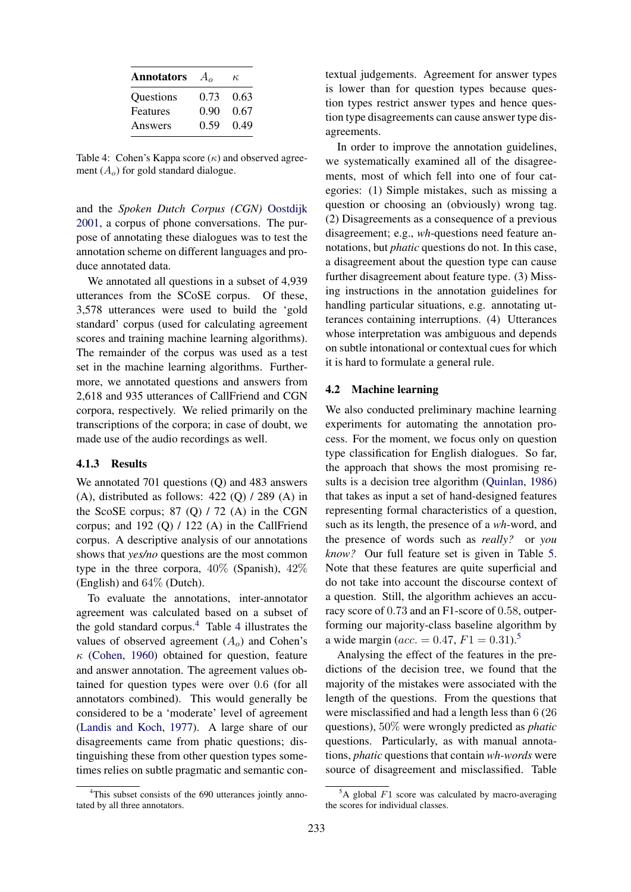| Annotators | $A_o$ | $\kappa$ |
|---|---|---|
| Questions | 0.73 | 0.63 |
| Features | 0.90 | 0.67 |
| Answers | 0.59 | 0.49 |

Table 4: Cohen's Kappa score ($\kappa$) and observed agreement ($A_o$) for gold standard dialogue.

and the *Spoken Dutch Corpus (CGN)* Oostdijk 2001, a corpus of phone conversations. The purpose of annotating these dialogues was to test the annotation scheme on different languages and produce annotated data.

We annotated all questions in a subset of 4,939 utterances from the SCoSE corpus. Of these, 3,578 utterances were used to build the 'gold standard' corpus (used for calculating agreement scores and training machine learning algorithms). The remainder of the corpus was used as a test set in the machine learning algorithms. Furthermore, we annotated questions and answers from 2,618 and 935 utterances of CallFriend and CGN corpora, respectively. We relied primarily on the transcriptions of the corpora; in case of doubt, we made use of the audio recordings as well.

### 4.1.3 Results

We annotated 701 questions (Q) and 483 answers (A), distributed as follows: 422 (Q) / 289 (A) in the ScoSE corpus; 87 (Q) / 72 (A) in the CGN corpus; and 192 (Q) / 122 (A) in the CallFriend corpus. A descriptive analysis of our annotations shows that *yes/no* questions are the most common type in the three corpora, 40% (Spanish), 42% (English) and 64% (Dutch).

To evaluate the annotations, inter-annotator agreement was calculated based on a subset of the gold standard corpus.[4] Table 4 illustrates the values of observed agreement ($A_o$) and Cohen's $\kappa$ (Cohen, 1960) obtained for question, feature and answer annotation. The agreement values obtained for question types were over 0.6 (for all annotators combined). This would generally be considered to be a 'moderate' level of agreement (Landis and Koch, 1977). A large share of our disagreements came from phatic questions; distinguishing these from other question types sometimes relies on subtle pragmatic and semantic contextual judgements. Agreement for answer types is lower than for question types because question types restrict answer types and hence question type disagreements can cause answer type disagreements.

In order to improve the annotation guidelines, we systematically examined all of the disagreements, most of which fell into one of four categories: (1) Simple mistakes, such as missing a question or choosing an (obviously) wrong tag. (2) Disagreements as a consequence of a previous disagreement; e.g., *wh*-questions need feature annotations, but *phatic* questions do not. In this case, a disagreement about the question type can cause further disagreement about feature type. (3) Missing instructions in the annotation guidelines for handling particular situations, e.g. annotating utterances containing interruptions. (4) Utterances whose interpretation was ambiguous and depends on subtle intonational or contextual cues for which it is hard to formulate a general rule.

## 4.2 Machine learning

We also conducted preliminary machine learning experiments for automating the annotation process. For the moment, we focus only on question type classification for English dialogues. So far, the approach that shows the most promising results is a decision tree algorithm (Quinlan, 1986) that takes as input a set of hand-designed features representing formal characteristics of a question, such as its length, the presence of a *wh*-word, and the presence of words such as *really?* or *you know?* Our full feature set is given in Table 5. Note that these features are quite superficial and do not take into account the discourse context of a question. Still, the algorithm achieves an accuracy score of 0.73 and an F1-score of 0.58, outperforming our majority-class baseline algorithm by a wide margin ($acc. = 0.47$, $F1 = 0.31$).[5]

Analysing the effect of the features in the predictions of the decision tree, we found that the majority of the mistakes were associated with the length of the questions. From the questions that were misclassified and had a length less than 6 (26 questions), 50% were wrongly predicted as *phatic* questions. Particularly, as with manual annotations, *phatic* questions that contain *wh-words* were source of disagreement and misclassified. Table

[4] This subset consists of the 690 utterances jointly annotated by all three annotators.

[5] A global $F1$ score was calculated by macro-averaging the scores for individual classes.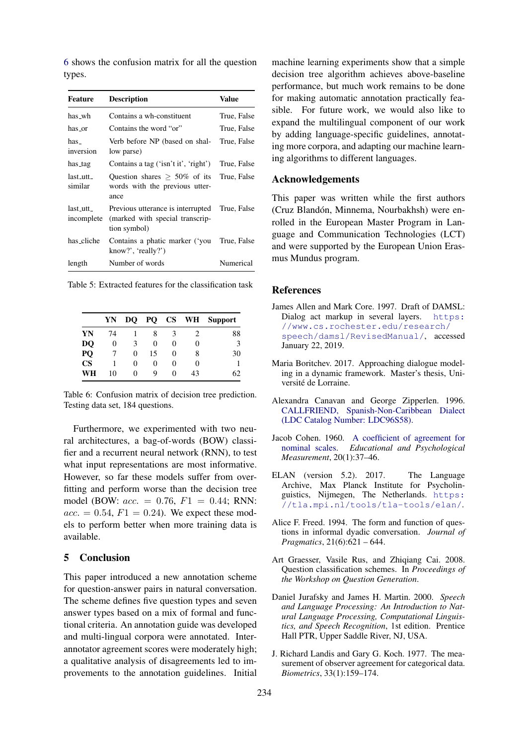6 shows the confusion matrix for all the question types.

| Feature | Description | Value |
|---|---|---|
| has_wh | Contains a wh-constituent | True, False |
| has_or | Contains the word "or" | True, False |
| has_inversion | Verb before NP (based on shallow parse) | True, False |
| has_tag | Contains a tag ('isn't it', 'right') | True, False |
| last_utt_similar | Question shares $\geq$ 50% of its words with the previous utterance | True, False |
| last_utt_incomplete | Previous utterance is interrupted (marked with special transcription symbol) | True, False |
| has_cliche | Contains a phatic marker ('you know?', 'really?') | True, False |
| length | Number of words | Numerical |

Table 5: Extracted features for the classification task

| | YN | DQ | PQ | CS | WH | Support |
|---|---|---|---|---|---|---|
| **YN** | 74 | 1 | 8 | 3 | 2 | 88 |
| **DQ** | 0 | 3 | 0 | 0 | 0 | 3 |
| **PQ** | 7 | 0 | 15 | 0 | 8 | 30 |
| **CS** | 1 | 0 | 0 | 0 | 0 | 1 |
| **WH** | 10 | 0 | 9 | 0 | 43 | 62 |

Table 6: Confusion matrix of decision tree prediction. Testing data set, 184 questions.

Furthermore, we experimented with two neural architectures, a bag-of-words (BOW) classifier and a recurrent neural network (RNN), to test what input representations are most informative. However, so far these models suffer from overfitting and perform worse than the decision tree model (BOW: $acc. = 0.76$, $F1 = 0.44$; RNN: $acc. = 0.54$, $F1 = 0.24$). We expect these models to perform better when more training data is available.

## 5 Conclusion

This paper introduced a new annotation scheme for question-answer pairs in natural conversation. The scheme defines five question types and seven answer types based on a mix of formal and functional criteria. An annotation guide was developed and multi-lingual corpora were annotated. Inter-annotator agreement scores were moderately high; a qualitative analysis of disagreements led to improvements to the annotation guidelines. Initial machine learning experiments show that a simple decision tree algorithm achieves above-baseline performance, but much work remains to be done for making automatic annotation practically feasible. For future work, we would also like to expand the multilingual component of our work by adding language-specific guidelines, annotating more corpora, and adapting our machine learning algorithms to different languages.

## Acknowledgements

This paper was written while the first authors (Cruz Blandón, Minnema, Nourbakhsh) were enrolled in the European Master Program in Language and Communication Technologies (LCT) and were supported by the European Union Erasmus Mundus program.

## References

James Allen and Mark Core. 1997. Draft of DAMSL: Dialog act markup in several layers. https://www.cs.rochester.edu/research/speech/damsl/RevisedManual/, accessed January 22, 2019.

Maria Boritchev. 2017. Approaching dialogue modeling in a dynamic framework. Master's thesis, Université de Lorraine.

Alexandra Canavan and George Zipperlen. 1996. CALLFRIEND, Spanish-Non-Caribbean Dialect (LDC Catalog Number: LDC96S58).

Jacob Cohen. 1960. A coefficient of agreement for nominal scales. *Educational and Psychological Measurement*, 20(1):37–46.

ELAN (version 5.2). 2017. The Language Archive, Max Planck Institute for Psycholinguistics, Nijmegen, The Netherlands. https://tla.mpi.nl/tools/tla-tools/elan/.

Alice F. Freed. 1994. The form and function of questions in informal dyadic conversation. *Journal of Pragmatics*, 21(6):621 – 644.

Art Graesser, Vasile Rus, and Zhiqiang Cai. 2008. Question classification schemes. In *Proceedings of the Workshop on Question Generation*.

Daniel Jurafsky and James H. Martin. 2000. *Speech and Language Processing: An Introduction to Natural Language Processing, Computational Linguistics, and Speech Recognition*, 1st edition. Prentice Hall PTR, Upper Saddle River, NJ, USA.

J. Richard Landis and Gary G. Koch. 1977. The measurement of observer agreement for categorical data. *Biometrics*, 33(1):159–174.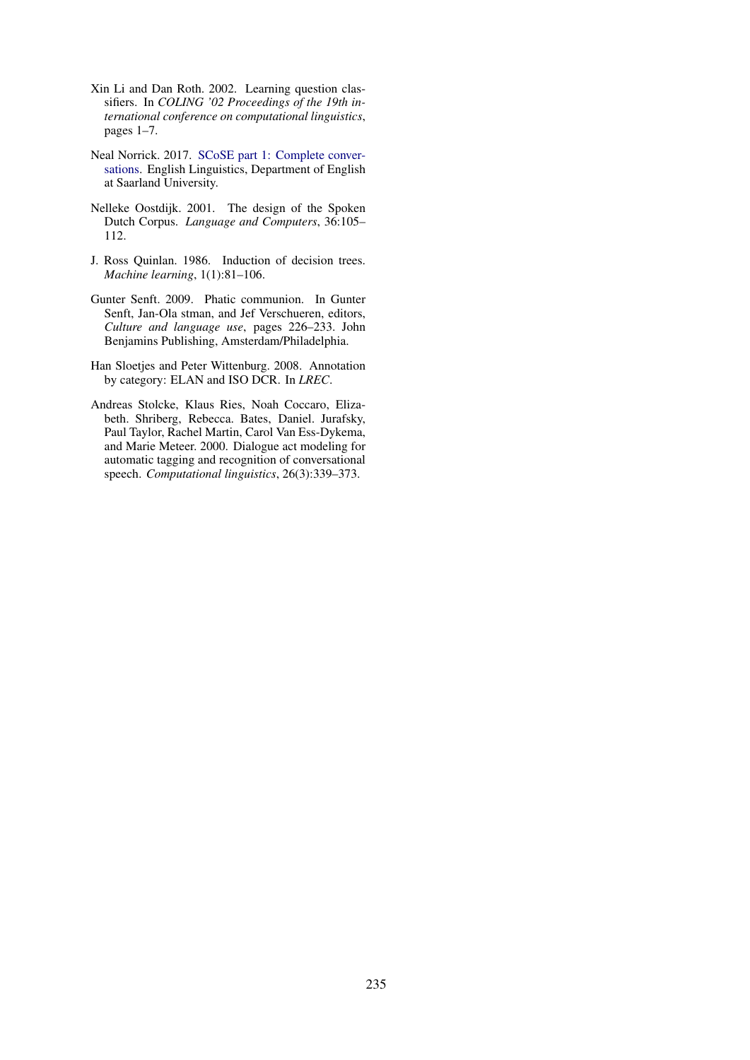Xin Li and Dan Roth. 2002. Learning question classifiers. In *COLING '02 Proceedings of the 19th international conference on computational linguistics*, pages 1–7.

Neal Norrick. 2017. SCoSE part 1: Complete conversations. English Linguistics, Department of English at Saarland University.

Nelleke Oostdijk. 2001. The design of the Spoken Dutch Corpus. *Language and Computers*, 36:105–112.

J. Ross Quinlan. 1986. Induction of decision trees. *Machine learning*, 1(1):81–106.

Gunter Senft. 2009. Phatic communion. In Gunter Senft, Jan-Ola stman, and Jef Verschueren, editors, *Culture and language use*, pages 226–233. John Benjamins Publishing, Amsterdam/Philadelphia.

Han Sloetjes and Peter Wittenburg. 2008. Annotation by category: ELAN and ISO DCR. In *LREC*.

Andreas Stolcke, Klaus Ries, Noah Coccaro, Elizabeth. Shriberg, Rebecca. Bates, Daniel. Jurafsky, Paul Taylor, Rachel Martin, Carol Van Ess-Dykema, and Marie Meteer. 2000. Dialogue act modeling for automatic tagging and recognition of conversational speech. *Computational linguistics*, 26(3):339–373.